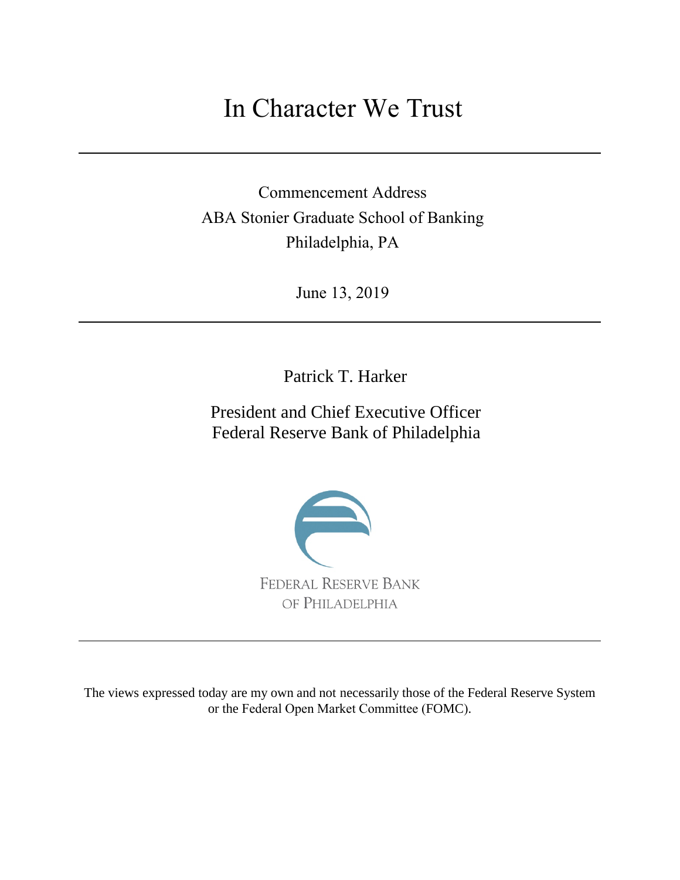# In Character We Trust

---

Commencement Address
ABA Stonier Graduate School of Banking
Philadelphia, PA

June 13, 2019

---

Patrick T. Harker

President and Chief Executive Officer
Federal Reserve Bank of Philadelphia

FEDERAL RESERVE BANK
OF PHILADELPHIA

---

The views expressed today are my own and not necessarily those of the Federal Reserve System or the Federal Open Market Committee (FOMC).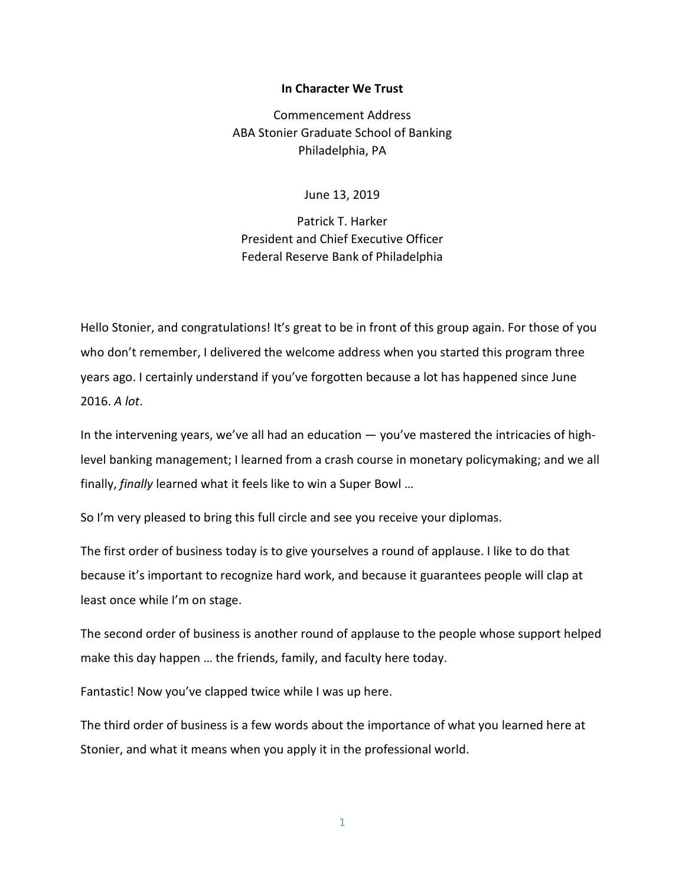**In Character We Trust**

Commencement Address
ABA Stonier Graduate School of Banking
Philadelphia, PA

June 13, 2019

Patrick T. Harker
President and Chief Executive Officer
Federal Reserve Bank of Philadelphia

Hello Stonier, and congratulations! It's great to be in front of this group again. For those of you who don't remember, I delivered the welcome address when you started this program three years ago. I certainly understand if you've forgotten because a lot has happened since June 2016. *A lot*.

In the intervening years, we've all had an education — you've mastered the intricacies of high-level banking management; I learned from a crash course in monetary policymaking; and we all finally, *finally* learned what it feels like to win a Super Bowl …

So I'm very pleased to bring this full circle and see you receive your diplomas.

The first order of business today is to give yourselves a round of applause. I like to do that because it's important to recognize hard work, and because it guarantees people will clap at least once while I'm on stage.

The second order of business is another round of applause to the people whose support helped make this day happen … the friends, family, and faculty here today.

Fantastic! Now you've clapped twice while I was up here.

The third order of business is a few words about the importance of what you learned here at Stonier, and what it means when you apply it in the professional world.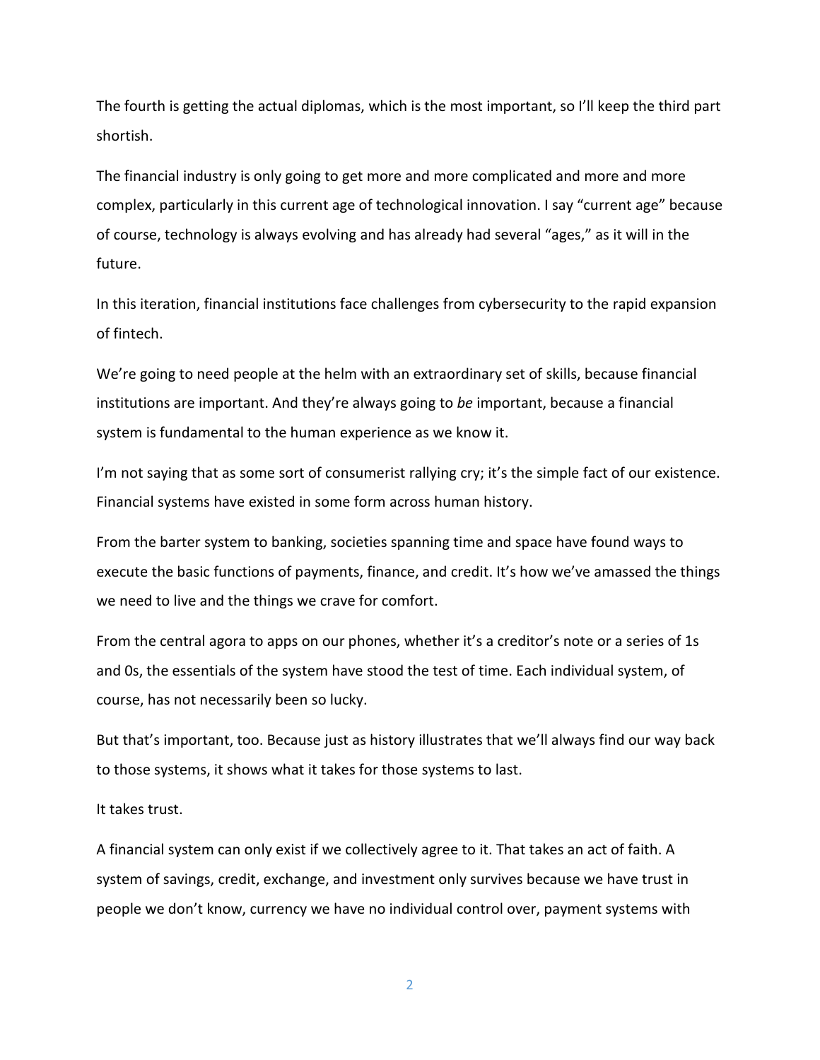The fourth is getting the actual diplomas, which is the most important, so I'll keep the third part shortish.

The financial industry is only going to get more and more complicated and more and more complex, particularly in this current age of technological innovation. I say "current age" because of course, technology is always evolving and has already had several "ages," as it will in the future.

In this iteration, financial institutions face challenges from cybersecurity to the rapid expansion of fintech.

We're going to need people at the helm with an extraordinary set of skills, because financial institutions are important. And they're always going to *be* important, because a financial system is fundamental to the human experience as we know it.

I'm not saying that as some sort of consumerist rallying cry; it's the simple fact of our existence. Financial systems have existed in some form across human history.

From the barter system to banking, societies spanning time and space have found ways to execute the basic functions of payments, finance, and credit. It's how we've amassed the things we need to live and the things we crave for comfort.

From the central agora to apps on our phones, whether it's a creditor's note or a series of 1s and 0s, the essentials of the system have stood the test of time. Each individual system, of course, has not necessarily been so lucky.

But that's important, too. Because just as history illustrates that we'll always find our way back to those systems, it shows what it takes for those systems to last.

It takes trust.

A financial system can only exist if we collectively agree to it. That takes an act of faith. A system of savings, credit, exchange, and investment only survives because we have trust in people we don't know, currency we have no individual control over, payment systems with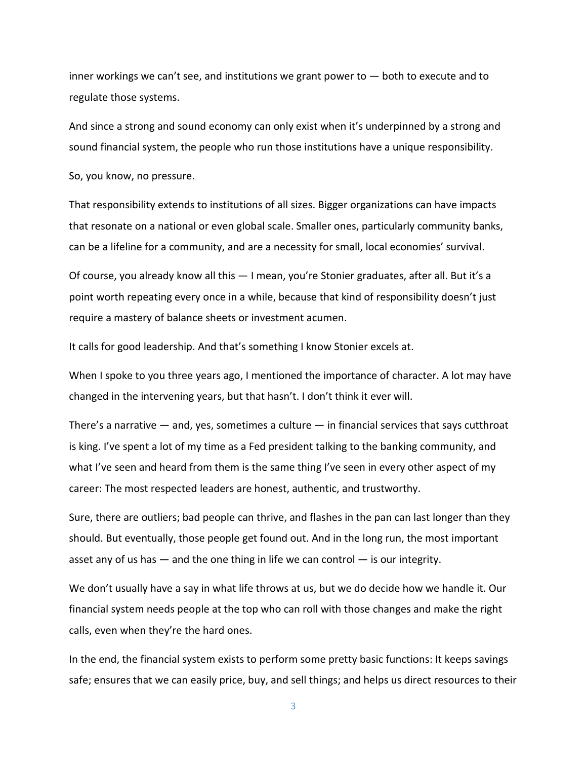inner workings we can't see, and institutions we grant power to — both to execute and to regulate those systems.

And since a strong and sound economy can only exist when it's underpinned by a strong and sound financial system, the people who run those institutions have a unique responsibility.

So, you know, no pressure.

That responsibility extends to institutions of all sizes. Bigger organizations can have impacts that resonate on a national or even global scale. Smaller ones, particularly community banks, can be a lifeline for a community, and are a necessity for small, local economies' survival.

Of course, you already know all this — I mean, you're Stonier graduates, after all. But it's a point worth repeating every once in a while, because that kind of responsibility doesn't just require a mastery of balance sheets or investment acumen.

It calls for good leadership. And that's something I know Stonier excels at.

When I spoke to you three years ago, I mentioned the importance of character. A lot may have changed in the intervening years, but that hasn't. I don't think it ever will.

There's a narrative — and, yes, sometimes a culture — in financial services that says cutthroat is king. I've spent a lot of my time as a Fed president talking to the banking community, and what I've seen and heard from them is the same thing I've seen in every other aspect of my career: The most respected leaders are honest, authentic, and trustworthy.

Sure, there are outliers; bad people can thrive, and flashes in the pan can last longer than they should. But eventually, those people get found out. And in the long run, the most important asset any of us has — and the one thing in life we can control — is our integrity.

We don't usually have a say in what life throws at us, but we do decide how we handle it. Our financial system needs people at the top who can roll with those changes and make the right calls, even when they're the hard ones.

In the end, the financial system exists to perform some pretty basic functions: It keeps savings safe; ensures that we can easily price, buy, and sell things; and helps us direct resources to their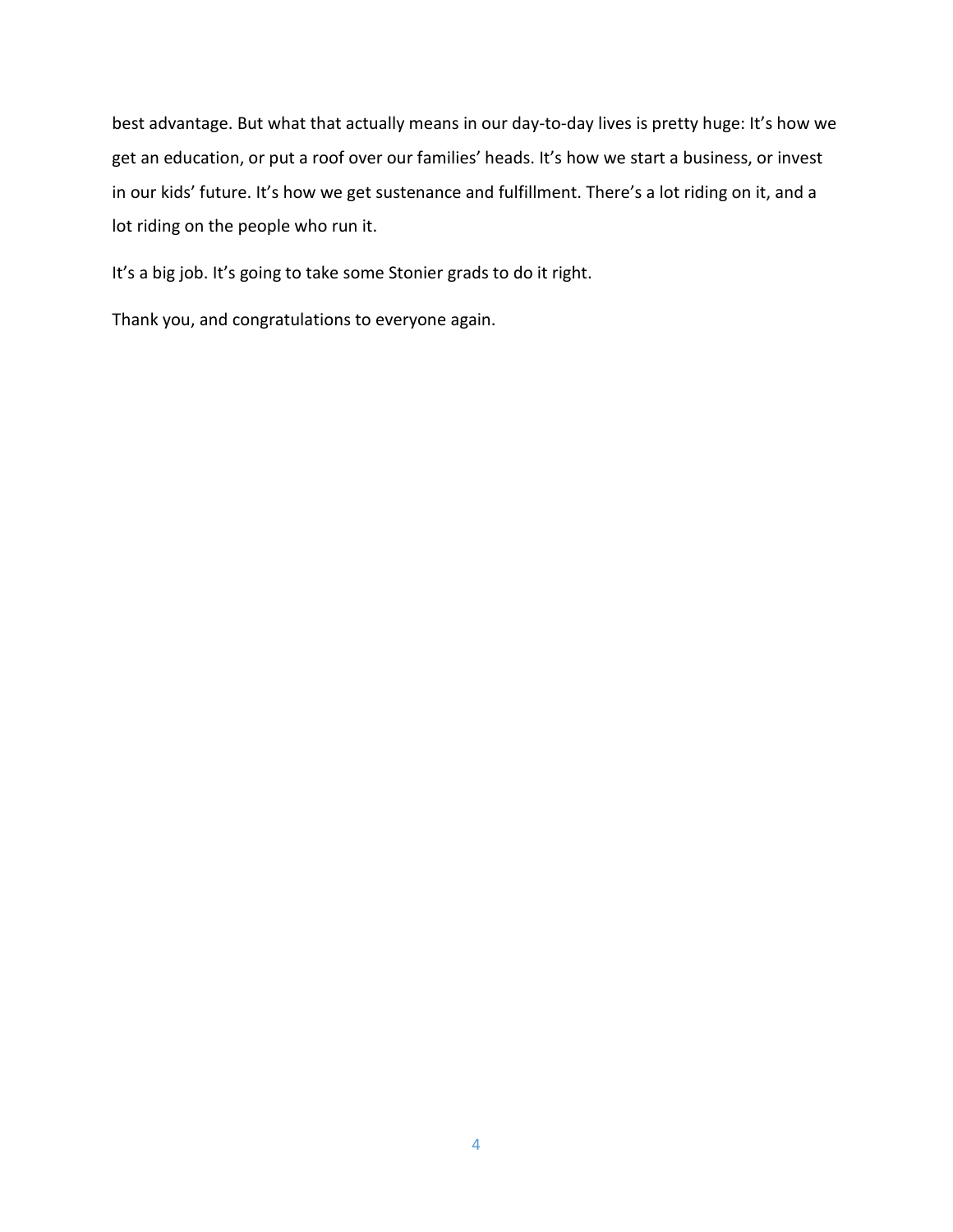best advantage. But what that actually means in our day-to-day lives is pretty huge: It's how we get an education, or put a roof over our families' heads. It's how we start a business, or invest in our kids' future. It's how we get sustenance and fulfillment. There's a lot riding on it, and a lot riding on the people who run it.

It's a big job. It's going to take some Stonier grads to do it right.

Thank you, and congratulations to everyone again.